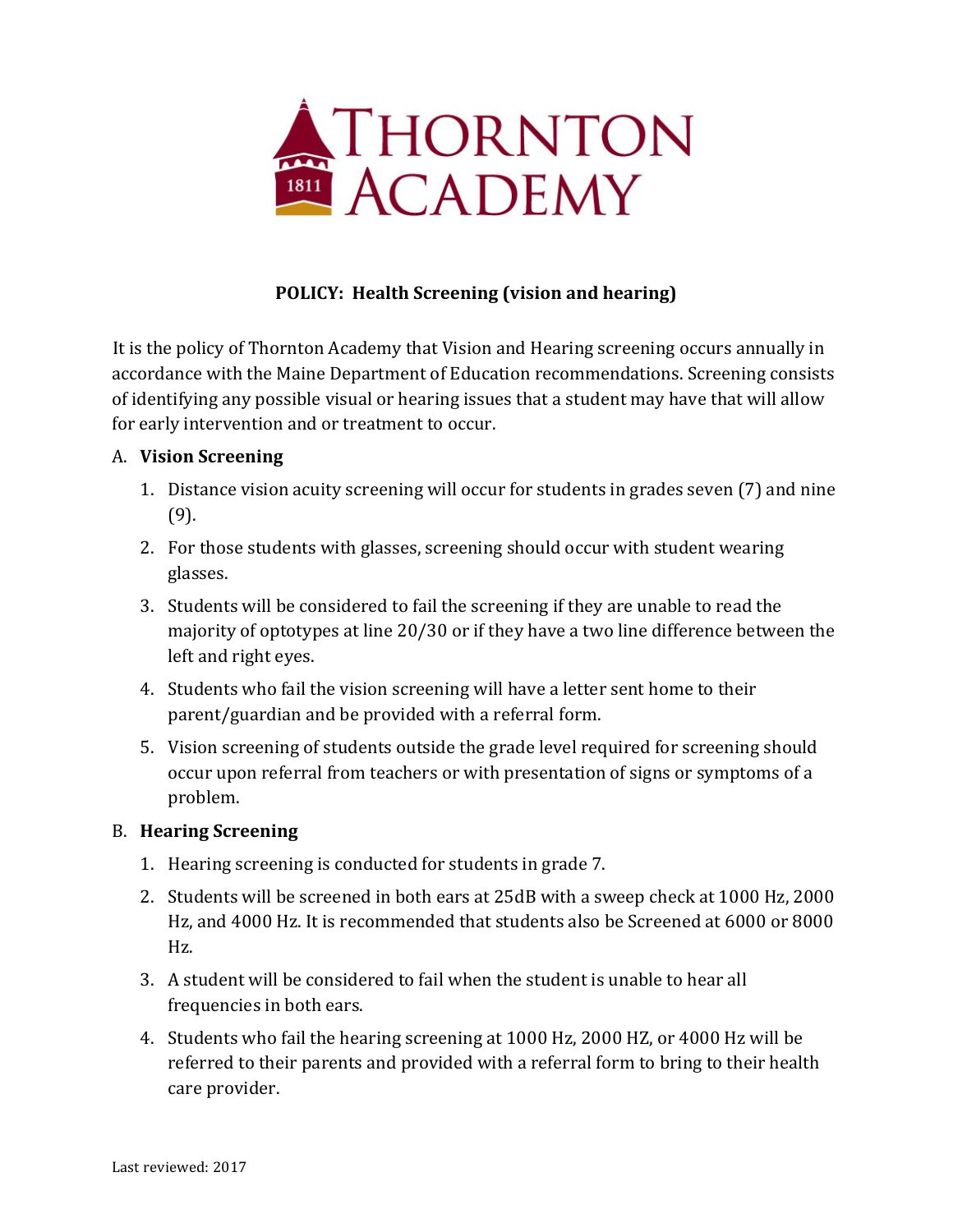# Thornton Academy

**POLICY: Health Screening (vision and hearing)**

It is the policy of Thornton Academy that Vision and Hearing screening occurs annually in accordance with the Maine Department of Education recommendations. Screening consists of identifying any possible visual or hearing issues that a student may have that will allow for early intervention and or treatment to occur.

A. **Vision Screening**

1. Distance vision acuity screening will occur for students in grades seven (7) and nine (9).
2. For those students with glasses, screening should occur with student wearing glasses.
3. Students will be considered to fail the screening if they are unable to read the majority of optotypes at line 20/30 or if they have a two line difference between the left and right eyes.
4. Students who fail the vision screening will have a letter sent home to their parent/guardian and be provided with a referral form.
5. Vision screening of students outside the grade level required for screening should occur upon referral from teachers or with presentation of signs or symptoms of a problem.

B. **Hearing Screening**

1. Hearing screening is conducted for students in grade 7.
2. Students will be screened in both ears at 25dB with a sweep check at 1000 Hz, 2000 Hz, and 4000 Hz. It is recommended that students also be Screened at 6000 or 8000 Hz.
3. A student will be considered to fail when the student is unable to hear all frequencies in both ears.
4. Students who fail the hearing screening at 1000 Hz, 2000 HZ, or 4000 Hz will be referred to their parents and provided with a referral form to bring to their health care provider.

Last reviewed: 2017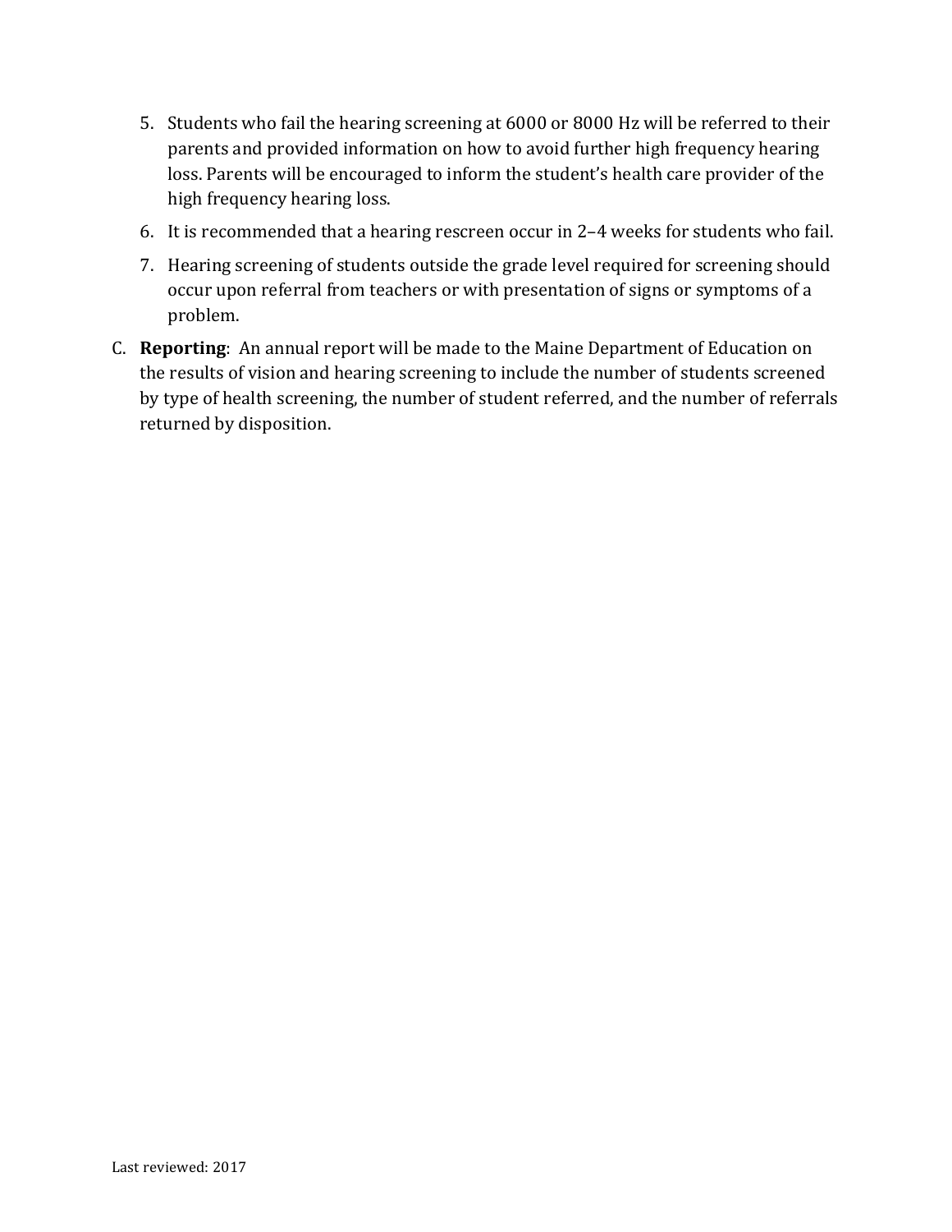5. Students who fail the hearing screening at 6000 or 8000 Hz will be referred to their parents and provided information on how to avoid further high frequency hearing loss. Parents will be encouraged to inform the student's health care provider of the high frequency hearing loss.
6. It is recommended that a hearing rescreen occur in 2–4 weeks for students who fail.
7. Hearing screening of students outside the grade level required for screening should occur upon referral from teachers or with presentation of signs or symptoms of a problem.

C. **Reporting**: An annual report will be made to the Maine Department of Education on the results of vision and hearing screening to include the number of students screened by type of health screening, the number of student referred, and the number of referrals returned by disposition.

Last reviewed: 2017